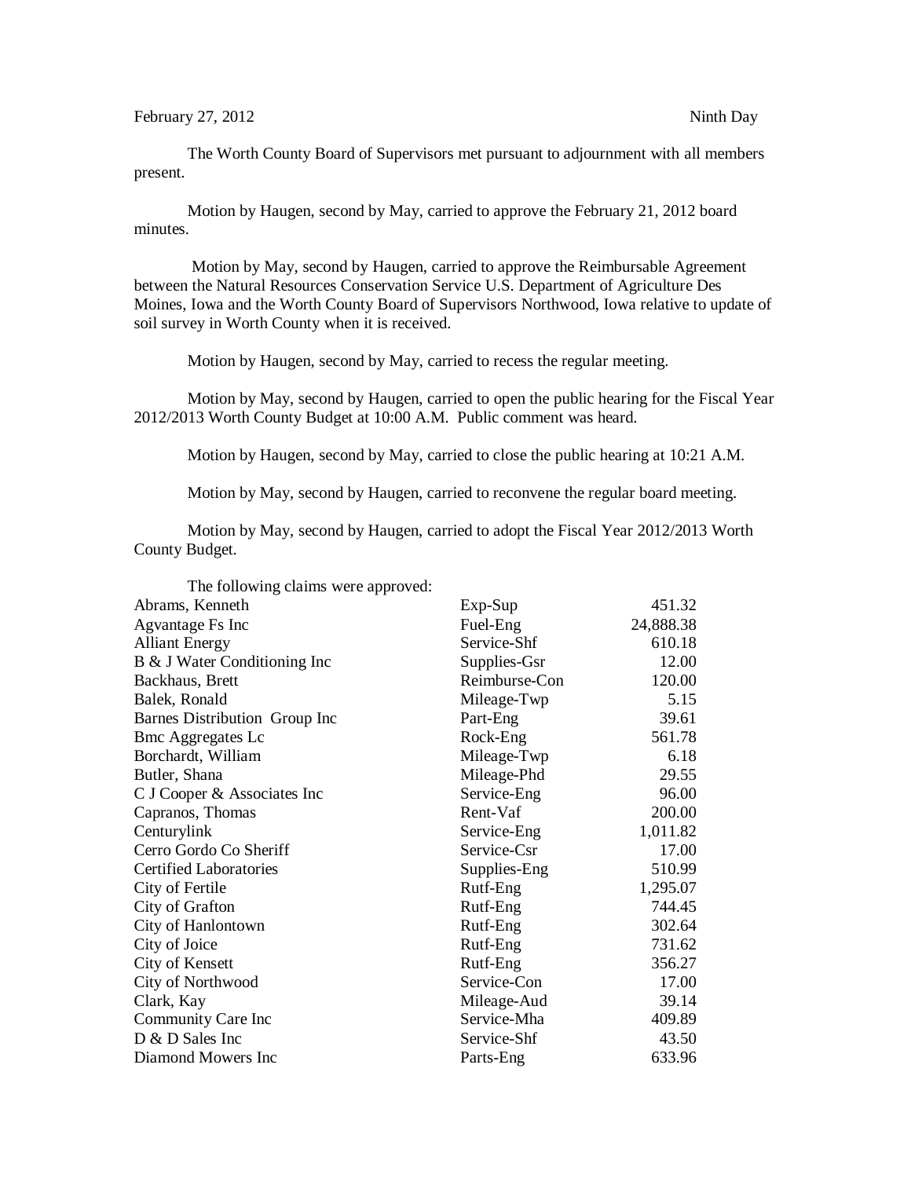February 27, 2012 Ninth Day

The Worth County Board of Supervisors met pursuant to adjournment with all members present.

Motion by Haugen, second by May, carried to approve the February 21, 2012 board minutes.

Motion by May, second by Haugen, carried to approve the Reimbursable Agreement between the Natural Resources Conservation Service U.S. Department of Agriculture Des Moines, Iowa and the Worth County Board of Supervisors Northwood, Iowa relative to update of soil survey in Worth County when it is received.

Motion by Haugen, second by May, carried to recess the regular meeting.

Motion by May, second by Haugen, carried to open the public hearing for the Fiscal Year 2012/2013 Worth County Budget at 10:00 A.M. Public comment was heard.

Motion by Haugen, second by May, carried to close the public hearing at 10:21 A.M.

Motion by May, second by Haugen, carried to reconvene the regular board meeting.

Motion by May, second by Haugen, carried to adopt the Fiscal Year 2012/2013 Worth County Budget.

The following claims were approved:

| | | |
|---|---|---|
| Abrams, Kenneth | Exp-Sup | 451.32 |
| Agvantage Fs Inc | Fuel-Eng | 24,888.38 |
| Alliant Energy | Service-Shf | 610.18 |
| B & J Water Conditioning Inc | Supplies-Gsr | 12.00 |
| Backhaus, Brett | Reimburse-Con | 120.00 |
| Balek, Ronald | Mileage-Twp | 5.15 |
| Barnes Distribution Group Inc | Part-Eng | 39.61 |
| Bmc Aggregates Lc | Rock-Eng | 561.78 |
| Borchardt, William | Mileage-Twp | 6.18 |
| Butler, Shana | Mileage-Phd | 29.55 |
| C J Cooper & Associates Inc | Service-Eng | 96.00 |
| Capranos, Thomas | Rent-Vaf | 200.00 |
| Centurylink | Service-Eng | 1,011.82 |
| Cerro Gordo Co Sheriff | Service-Csr | 17.00 |
| Certified Laboratories | Supplies-Eng | 510.99 |
| City of Fertile | Rutf-Eng | 1,295.07 |
| City of Grafton | Rutf-Eng | 744.45 |
| City of Hanlontown | Rutf-Eng | 302.64 |
| City of Joice | Rutf-Eng | 731.62 |
| City of Kensett | Rutf-Eng | 356.27 |
| City of Northwood | Service-Con | 17.00 |
| Clark, Kay | Mileage-Aud | 39.14 |
| Community Care Inc | Service-Mha | 409.89 |
| D & D Sales Inc | Service-Shf | 43.50 |
| Diamond Mowers Inc | Parts-Eng | 633.96 |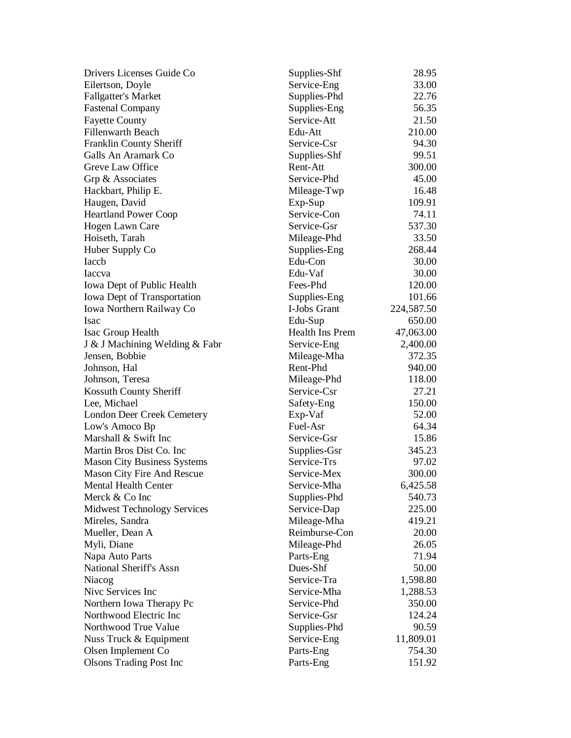| | | |
|---|---|---|
| Drivers Licenses Guide Co | Supplies-Shf | 28.95 |
| Eilertson, Doyle | Service-Eng | 33.00 |
| Fallgatter's Market | Supplies-Phd | 22.76 |
| Fastenal Company | Supplies-Eng | 56.35 |
| Fayette County | Service-Att | 21.50 |
| Fillenwarth Beach | Edu-Att | 210.00 |
| Franklin County Sheriff | Service-Csr | 94.30 |
| Galls An Aramark Co | Supplies-Shf | 99.51 |
| Greve Law Office | Rent-Att | 300.00 |
| Grp & Associates | Service-Phd | 45.00 |
| Hackbart, Philip E. | Mileage-Twp | 16.48 |
| Haugen, David | Exp-Sup | 109.91 |
| Heartland Power Coop | Service-Con | 74.11 |
| Hogen Lawn Care | Service-Gsr | 537.30 |
| Hoiseth, Tarah | Mileage-Phd | 33.50 |
| Huber Supply Co | Supplies-Eng | 268.44 |
| Iaccb | Edu-Con | 30.00 |
| Iaccva | Edu-Vaf | 30.00 |
| Iowa Dept of Public Health | Fees-Phd | 120.00 |
| Iowa Dept of Transportation | Supplies-Eng | 101.66 |
| Iowa Northern Railway Co | I-Jobs Grant | 224,587.50 |
| Isac | Edu-Sup | 650.00 |
| Isac Group Health | Health Ins Prem | 47,063.00 |
| J & J Machining Welding & Fabr | Service-Eng | 2,400.00 |
| Jensen, Bobbie | Mileage-Mha | 372.35 |
| Johnson, Hal | Rent-Phd | 940.00 |
| Johnson, Teresa | Mileage-Phd | 118.00 |
| Kossuth County Sheriff | Service-Csr | 27.21 |
| Lee, Michael | Safety-Eng | 150.00 |
| London Deer Creek Cemetery | Exp-Vaf | 52.00 |
| Low's Amoco Bp | Fuel-Asr | 64.34 |
| Marshall & Swift Inc | Service-Gsr | 15.86 |
| Martin Bros Dist Co. Inc | Supplies-Gsr | 345.23 |
| Mason City Business Systems | Service-Trs | 97.02 |
| Mason City Fire And Rescue | Service-Mex | 300.00 |
| Mental Health Center | Service-Mha | 6,425.58 |
| Merck & Co Inc | Supplies-Phd | 540.73 |
| Midwest Technology Services | Service-Dap | 225.00 |
| Mireles, Sandra | Mileage-Mha | 419.21 |
| Mueller, Dean A | Reimburse-Con | 20.00 |
| Myli, Diane | Mileage-Phd | 26.05 |
| Napa Auto Parts | Parts-Eng | 71.94 |
| National Sheriff's Assn | Dues-Shf | 50.00 |
| Niacog | Service-Tra | 1,598.80 |
| Nivc Services Inc | Service-Mha | 1,288.53 |
| Northern Iowa Therapy Pc | Service-Phd | 350.00 |
| Northwood Electric Inc | Service-Gsr | 124.24 |
| Northwood True Value | Supplies-Phd | 90.59 |
| Nuss Truck & Equipment | Service-Eng | 11,809.01 |
| Olsen Implement Co | Parts-Eng | 754.30 |
| Olsons Trading Post Inc | Parts-Eng | 151.92 |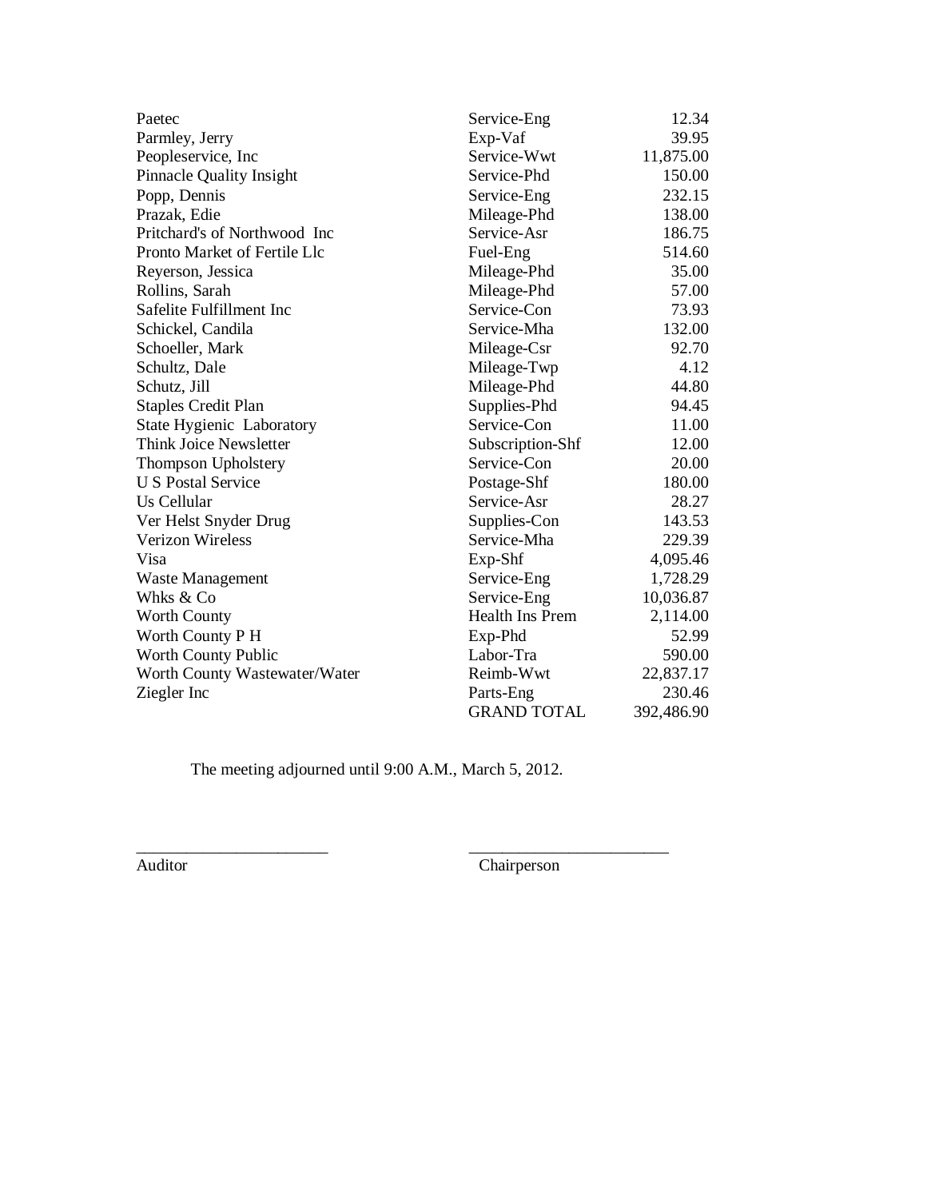| | | |
|---|---|---|
| Paetec | Service-Eng | 12.34 |
| Parmley, Jerry | Exp-Vaf | 39.95 |
| Peopleservice, Inc | Service-Wwt | 11,875.00 |
| Pinnacle Quality Insight | Service-Phd | 150.00 |
| Popp, Dennis | Service-Eng | 232.15 |
| Prazak, Edie | Mileage-Phd | 138.00 |
| Pritchard's of Northwood Inc | Service-Asr | 186.75 |
| Pronto Market of Fertile Llc | Fuel-Eng | 514.60 |
| Reyerson, Jessica | Mileage-Phd | 35.00 |
| Rollins, Sarah | Mileage-Phd | 57.00 |
| Safelite Fulfillment Inc | Service-Con | 73.93 |
| Schickel, Candila | Service-Mha | 132.00 |
| Schoeller, Mark | Mileage-Csr | 92.70 |
| Schultz, Dale | Mileage-Twp | 4.12 |
| Schutz, Jill | Mileage-Phd | 44.80 |
| Staples Credit Plan | Supplies-Phd | 94.45 |
| State Hygienic Laboratory | Service-Con | 11.00 |
| Think Joice Newsletter | Subscription-Shf | 12.00 |
| Thompson Upholstery | Service-Con | 20.00 |
| U S Postal Service | Postage-Shf | 180.00 |
| Us Cellular | Service-Asr | 28.27 |
| Ver Helst Snyder Drug | Supplies-Con | 143.53 |
| Verizon Wireless | Service-Mha | 229.39 |
| Visa | Exp-Shf | 4,095.46 |
| Waste Management | Service-Eng | 1,728.29 |
| Whks & Co | Service-Eng | 10,036.87 |
| Worth County | Health Ins Prem | 2,114.00 |
| Worth County P H | Exp-Phd | 52.99 |
| Worth County Public | Labor-Tra | 590.00 |
| Worth County Wastewater/Water | Reimb-Wwt | 22,837.17 |
| Ziegler Inc | Parts-Eng | 230.46 |
| | GRAND TOTAL | 392,486.90 |

The meeting adjourned until 9:00 A.M., March 5, 2012.

_______________________ _______________________

Auditor Chairperson